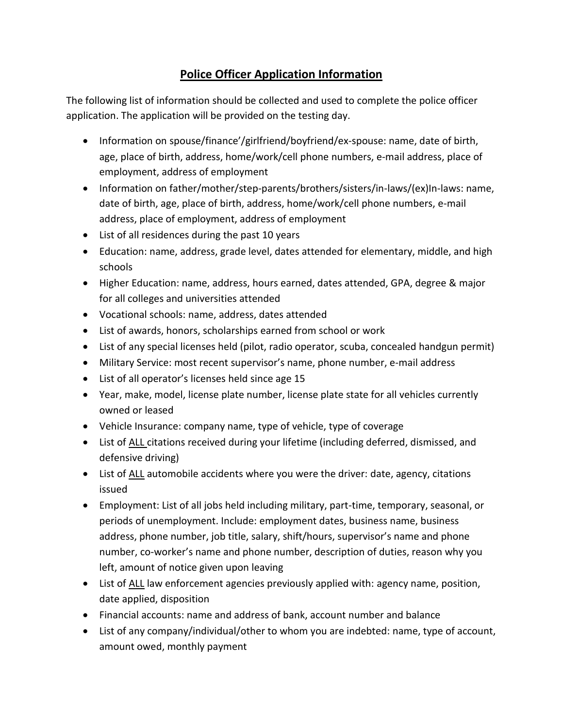# Police Officer Application Information

The following list of information should be collected and used to complete the police officer application. The application will be provided on the testing day.

- Information on spouse/finance'/girlfriend/boyfriend/ex-spouse: name, date of birth, age, place of birth, address, home/work/cell phone numbers, e-mail address, place of employment, address of employment
- Information on father/mother/step-parents/brothers/sisters/in-laws/(ex)In-laws: name, date of birth, age, place of birth, address, home/work/cell phone numbers, e-mail address, place of employment, address of employment
- List of all residences during the past 10 years
- Education: name, address, grade level, dates attended for elementary, middle, and high schools
- Higher Education: name, address, hours earned, dates attended, GPA, degree & major for all colleges and universities attended
- Vocational schools: name, address, dates attended
- List of awards, honors, scholarships earned from school or work
- List of any special licenses held (pilot, radio operator, scuba, concealed handgun permit)
- Military Service: most recent supervisor's name, phone number, e-mail address
- List of all operator's licenses held since age 15
- Year, make, model, license plate number, license plate state for all vehicles currently owned or leased
- Vehicle Insurance: company name, type of vehicle, type of coverage
- List of <u>ALL</u> citations received during your lifetime (including deferred, dismissed, and defensive driving)
- List of <u>ALL</u> automobile accidents where you were the driver: date, agency, citations issued
- Employment: List of all jobs held including military, part-time, temporary, seasonal, or periods of unemployment. Include: employment dates, business name, business address, phone number, job title, salary, shift/hours, supervisor's name and phone number, co-worker's name and phone number, description of duties, reason why you left, amount of notice given upon leaving
- List of <u>ALL</u> law enforcement agencies previously applied with: agency name, position, date applied, disposition
- Financial accounts: name and address of bank, account number and balance
- List of any company/individual/other to whom you are indebted: name, type of account, amount owed, monthly payment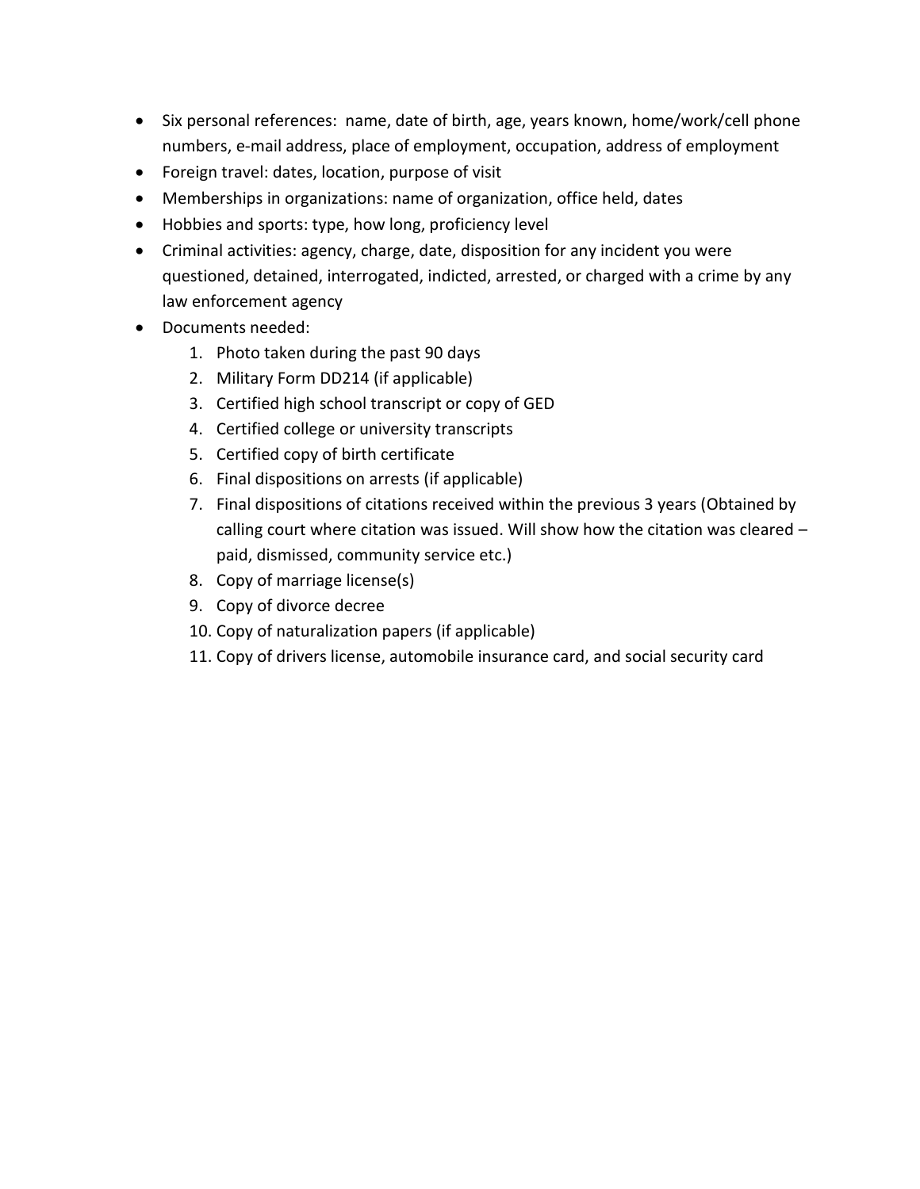- Six personal references: name, date of birth, age, years known, home/work/cell phone numbers, e-mail address, place of employment, occupation, address of employment
- Foreign travel: dates, location, purpose of visit
- Memberships in organizations: name of organization, office held, dates
- Hobbies and sports: type, how long, proficiency level
- Criminal activities: agency, charge, date, disposition for any incident you were questioned, detained, interrogated, indicted, arrested, or charged with a crime by any law enforcement agency
- Documents needed:
  1. Photo taken during the past 90 days
  2. Military Form DD214 (if applicable)
  3. Certified high school transcript or copy of GED
  4. Certified college or university transcripts
  5. Certified copy of birth certificate
  6. Final dispositions on arrests (if applicable)
  7. Final dispositions of citations received within the previous 3 years (Obtained by calling court where citation was issued. Will show how the citation was cleared – paid, dismissed, community service etc.)
  8. Copy of marriage license(s)
  9. Copy of divorce decree
  10. Copy of naturalization papers (if applicable)
  11. Copy of drivers license, automobile insurance card, and social security card